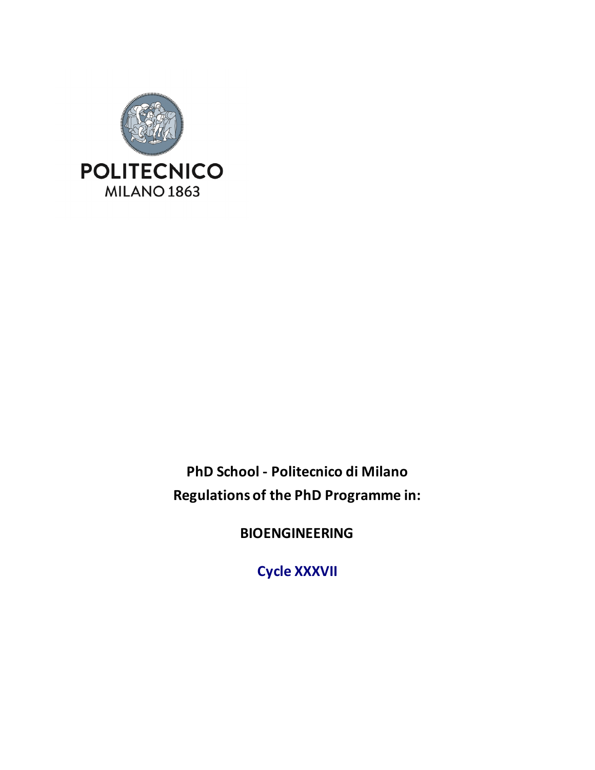POLITECNICO
MILANO 1863

**PhD School - Politecnico di Milano**
**Regulations of the PhD Programme in:**

**BIOENGINEERING**

**Cycle XXXVII**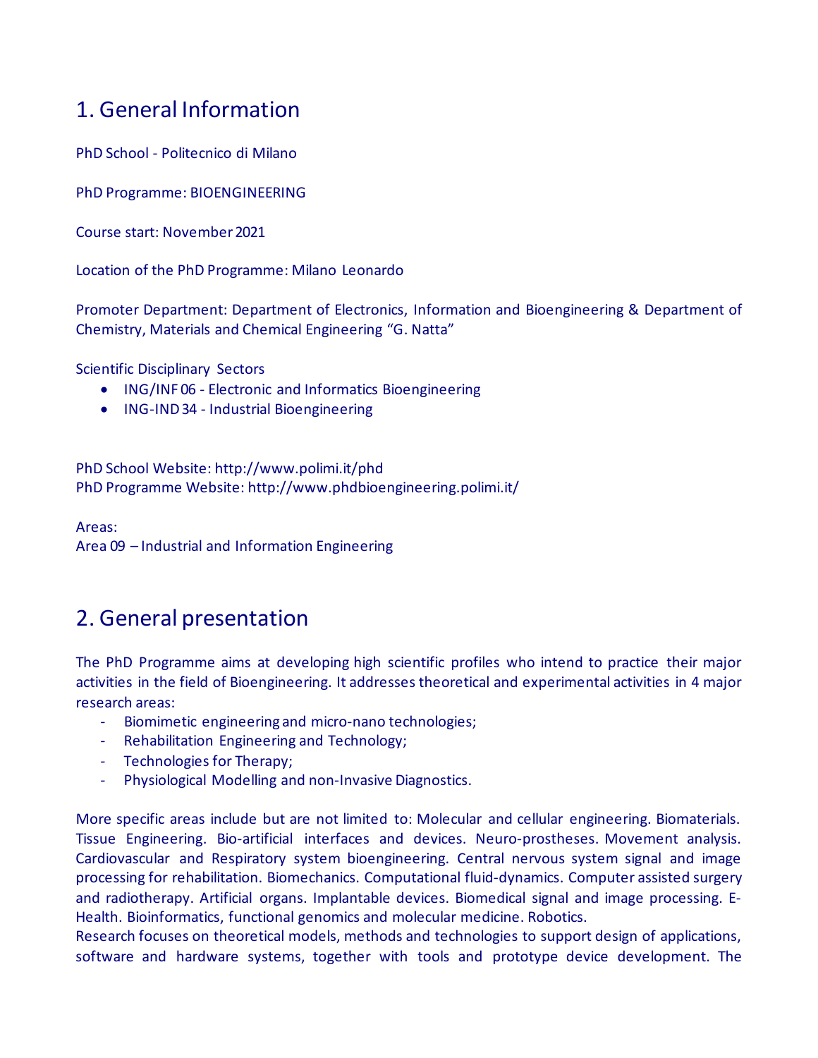# 1. General Information

PhD School - Politecnico di Milano

PhD Programme: BIOENGINEERING

Course start: November 2021

Location of the PhD Programme: Milano Leonardo

Promoter Department: Department of Electronics, Information and Bioengineering & Department of Chemistry, Materials and Chemical Engineering “G. Natta”

Scientific Disciplinary Sectors

- ING/INF 06 - Electronic and Informatics Bioengineering
- ING-IND 34 - Industrial Bioengineering

PhD School Website: http://www.polimi.it/phd
PhD Programme Website: http://www.phdbioengineering.polimi.it/

Areas:
Area 09 – Industrial and Information Engineering

# 2. General presentation

The PhD Programme aims at developing high scientific profiles who intend to practice their major activities in the field of Bioengineering. It addresses theoretical and experimental activities in 4 major research areas:

- Biomimetic engineering and micro-nano technologies;
- Rehabilitation Engineering and Technology;
- Technologies for Therapy;
- Physiological Modelling and non-Invasive Diagnostics.

More specific areas include but are not limited to: Molecular and cellular engineering. Biomaterials. Tissue Engineering. Bio-artificial interfaces and devices. Neuro-prostheses. Movement analysis. Cardiovascular and Respiratory system bioengineering. Central nervous system signal and image processing for rehabilitation. Biomechanics. Computational fluid-dynamics. Computer assisted surgery and radiotherapy. Artificial organs. Implantable devices. Biomedical signal and image processing. E-Health. Bioinformatics, functional genomics and molecular medicine. Robotics.
Research focuses on theoretical models, methods and technologies to support design of applications, software and hardware systems, together with tools and prototype device development. The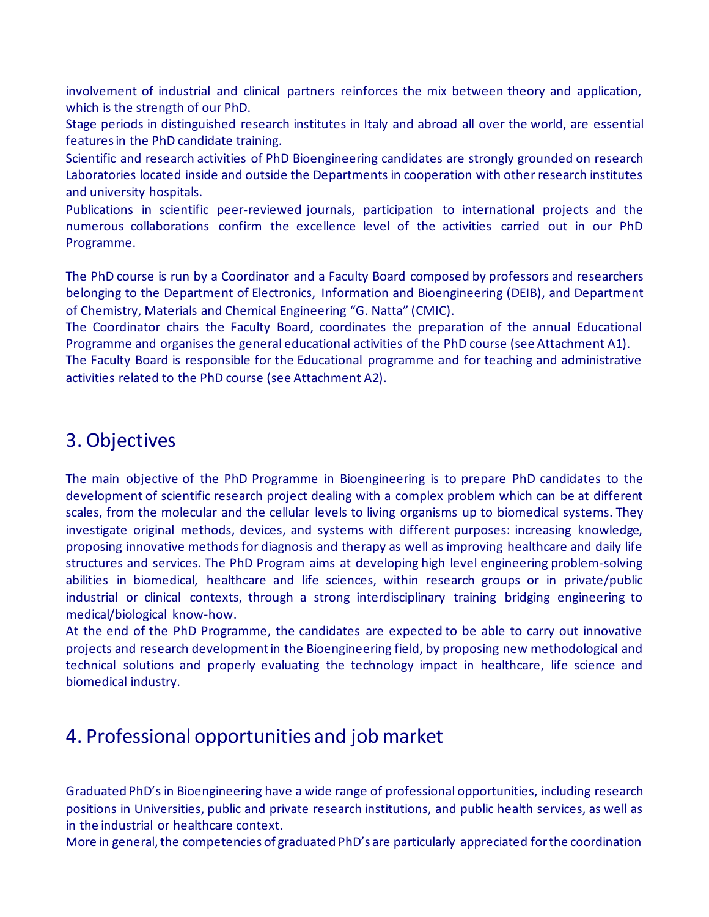involvement of industrial and clinical partners reinforces the mix between theory and application, which is the strength of our PhD.

Stage periods in distinguished research institutes in Italy and abroad all over the world, are essential features in the PhD candidate training.

Scientific and research activities of PhD Bioengineering candidates are strongly grounded on research Laboratories located inside and outside the Departments in cooperation with other research institutes and university hospitals.

Publications in scientific peer-reviewed journals, participation to international projects and the numerous collaborations confirm the excellence level of the activities carried out in our PhD Programme.

The PhD course is run by a Coordinator and a Faculty Board composed by professors and researchers belonging to the Department of Electronics, Information and Bioengineering (DEIB), and Department of Chemistry, Materials and Chemical Engineering "G. Natta" (CMIC).

The Coordinator chairs the Faculty Board, coordinates the preparation of the annual Educational Programme and organises the general educational activities of the PhD course (see Attachment A1).

The Faculty Board is responsible for the Educational programme and for teaching and administrative activities related to the PhD course (see Attachment A2).

## 3. Objectives

The main objective of the PhD Programme in Bioengineering is to prepare PhD candidates to the development of scientific research project dealing with a complex problem which can be at different scales, from the molecular and the cellular levels to living organisms up to biomedical systems. They investigate original methods, devices, and systems with different purposes: increasing knowledge, proposing innovative methods for diagnosis and therapy as well as improving healthcare and daily life structures and services. The PhD Program aims at developing high level engineering problem-solving abilities in biomedical, healthcare and life sciences, within research groups or in private/public industrial or clinical contexts, through a strong interdisciplinary training bridging engineering to medical/biological know-how.

At the end of the PhD Programme, the candidates are expected to be able to carry out innovative projects and research development in the Bioengineering field, by proposing new methodological and technical solutions and properly evaluating the technology impact in healthcare, life science and biomedical industry.

## 4. Professional opportunities and job market

Graduated PhD's in Bioengineering have a wide range of professional opportunities, including research positions in Universities, public and private research institutions, and public health services, as well as in the industrial or healthcare context.

More in general, the competencies of graduated PhD's are particularly appreciated for the coordination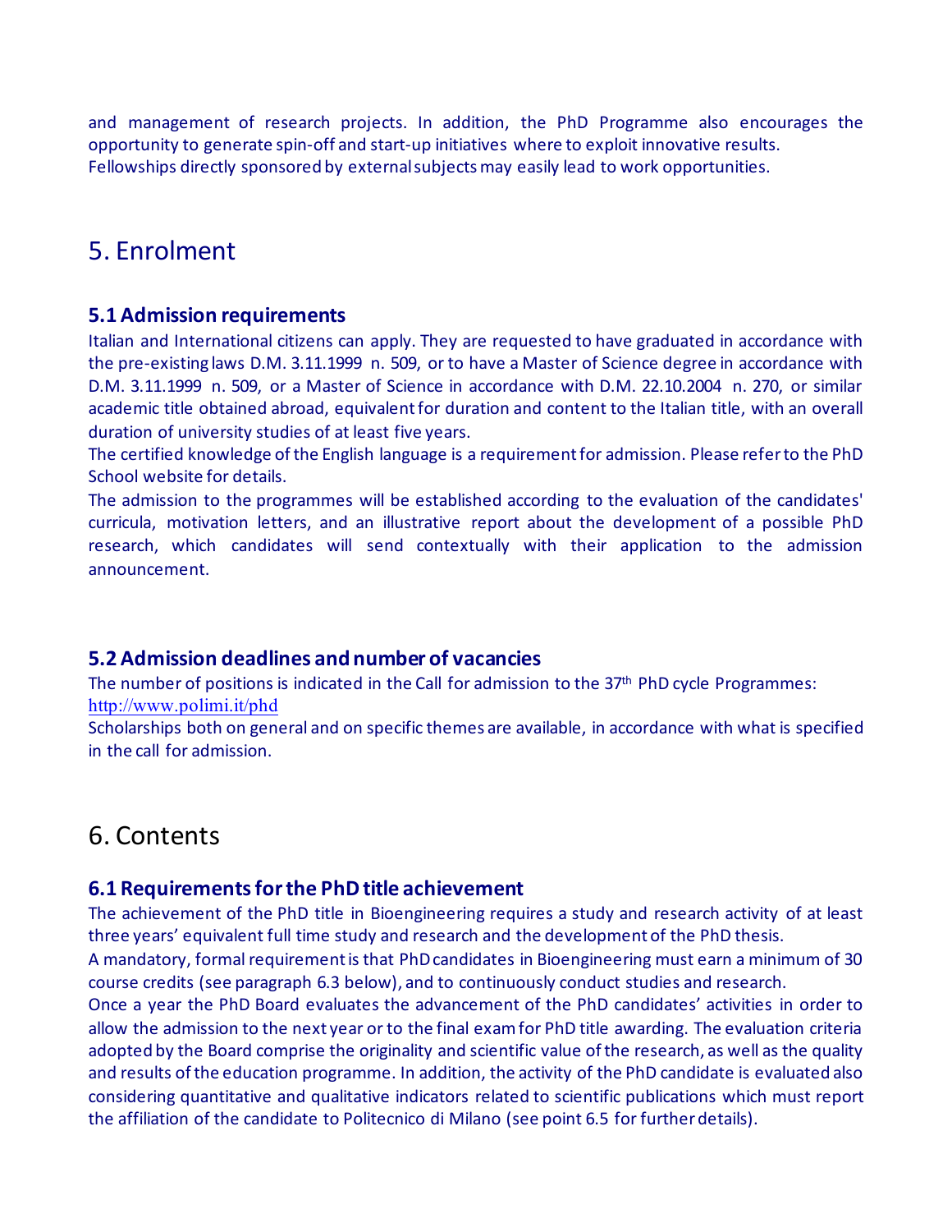and management of research projects. In addition, the PhD Programme also encourages the opportunity to generate spin-off and start-up initiatives where to exploit innovative results.
Fellowships directly sponsored by external subjects may easily lead to work opportunities.

# 5. Enrolment

## 5.1 Admission requirements

Italian and International citizens can apply. They are requested to have graduated in accordance with the pre-existing laws D.M. 3.11.1999 n. 509, or to have a Master of Science degree in accordance with D.M. 3.11.1999 n. 509, or a Master of Science in accordance with D.M. 22.10.2004 n. 270, or similar academic title obtained abroad, equivalent for duration and content to the Italian title, with an overall duration of university studies of at least five years.
The certified knowledge of the English language is a requirement for admission. Please refer to the PhD School website for details.
The admission to the programmes will be established according to the evaluation of the candidates' curricula, motivation letters, and an illustrative report about the development of a possible PhD research, which candidates will send contextually with their application to the admission announcement.

## 5.2 Admission deadlines and number of vacancies

The number of positions is indicated in the Call for admission to the 37th PhD cycle Programmes:
http://www.polimi.it/phd
Scholarships both on general and on specific themes are available, in accordance with what is specified in the call for admission.

# 6. Contents

## 6.1 Requirements for the PhD title achievement

The achievement of the PhD title in Bioengineering requires a study and research activity of at least three years' equivalent full time study and research and the development of the PhD thesis.
A mandatory, formal requirement is that PhD candidates in Bioengineering must earn a minimum of 30 course credits (see paragraph 6.3 below), and to continuously conduct studies and research.
Once a year the PhD Board evaluates the advancement of the PhD candidates' activities in order to allow the admission to the next year or to the final exam for PhD title awarding. The evaluation criteria adopted by the Board comprise the originality and scientific value of the research, as well as the quality and results of the education programme. In addition, the activity of the PhD candidate is evaluated also considering quantitative and qualitative indicators related to scientific publications which must report the affiliation of the candidate to Politecnico di Milano (see point 6.5 for further details).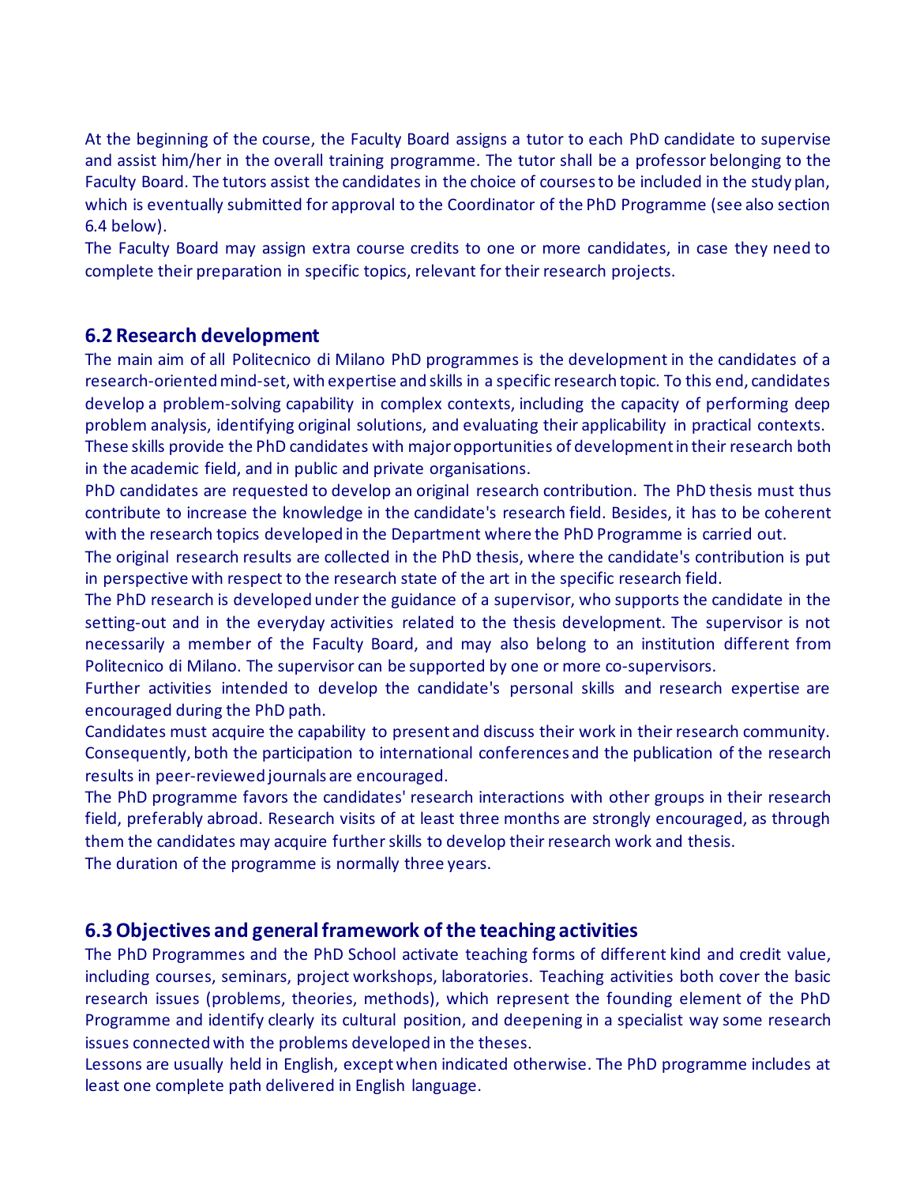At the beginning of the course, the Faculty Board assigns a tutor to each PhD candidate to supervise and assist him/her in the overall training programme. The tutor shall be a professor belonging to the Faculty Board. The tutors assist the candidates in the choice of courses to be included in the study plan, which is eventually submitted for approval to the Coordinator of the PhD Programme (see also section 6.4 below).

The Faculty Board may assign extra course credits to one or more candidates, in case they need to complete their preparation in specific topics, relevant for their research projects.

## 6.2 Research development

The main aim of all Politecnico di Milano PhD programmes is the development in the candidates of a research-oriented mind-set, with expertise and skills in a specific research topic. To this end, candidates develop a problem-solving capability in complex contexts, including the capacity of performing deep problem analysis, identifying original solutions, and evaluating their applicability in practical contexts. These skills provide the PhD candidates with major opportunities of development in their research both in the academic field, and in public and private organisations.

PhD candidates are requested to develop an original research contribution. The PhD thesis must thus contribute to increase the knowledge in the candidate's research field. Besides, it has to be coherent with the research topics developed in the Department where the PhD Programme is carried out.

The original research results are collected in the PhD thesis, where the candidate's contribution is put in perspective with respect to the research state of the art in the specific research field.

The PhD research is developed under the guidance of a supervisor, who supports the candidate in the setting-out and in the everyday activities related to the thesis development. The supervisor is not necessarily a member of the Faculty Board, and may also belong to an institution different from Politecnico di Milano. The supervisor can be supported by one or more co-supervisors.

Further activities intended to develop the candidate's personal skills and research expertise are encouraged during the PhD path.

Candidates must acquire the capability to present and discuss their work in their research community. Consequently, both the participation to international conferences and the publication of the research results in peer-reviewed journals are encouraged.

The PhD programme favors the candidates' research interactions with other groups in their research field, preferably abroad. Research visits of at least three months are strongly encouraged, as through them the candidates may acquire further skills to develop their research work and thesis.

The duration of the programme is normally three years.

## 6.3 Objectives and general framework of the teaching activities

The PhD Programmes and the PhD School activate teaching forms of different kind and credit value, including courses, seminars, project workshops, laboratories. Teaching activities both cover the basic research issues (problems, theories, methods), which represent the founding element of the PhD Programme and identify clearly its cultural position, and deepening in a specialist way some research issues connected with the problems developed in the theses.

Lessons are usually held in English, except when indicated otherwise. The PhD programme includes at least one complete path delivered in English language.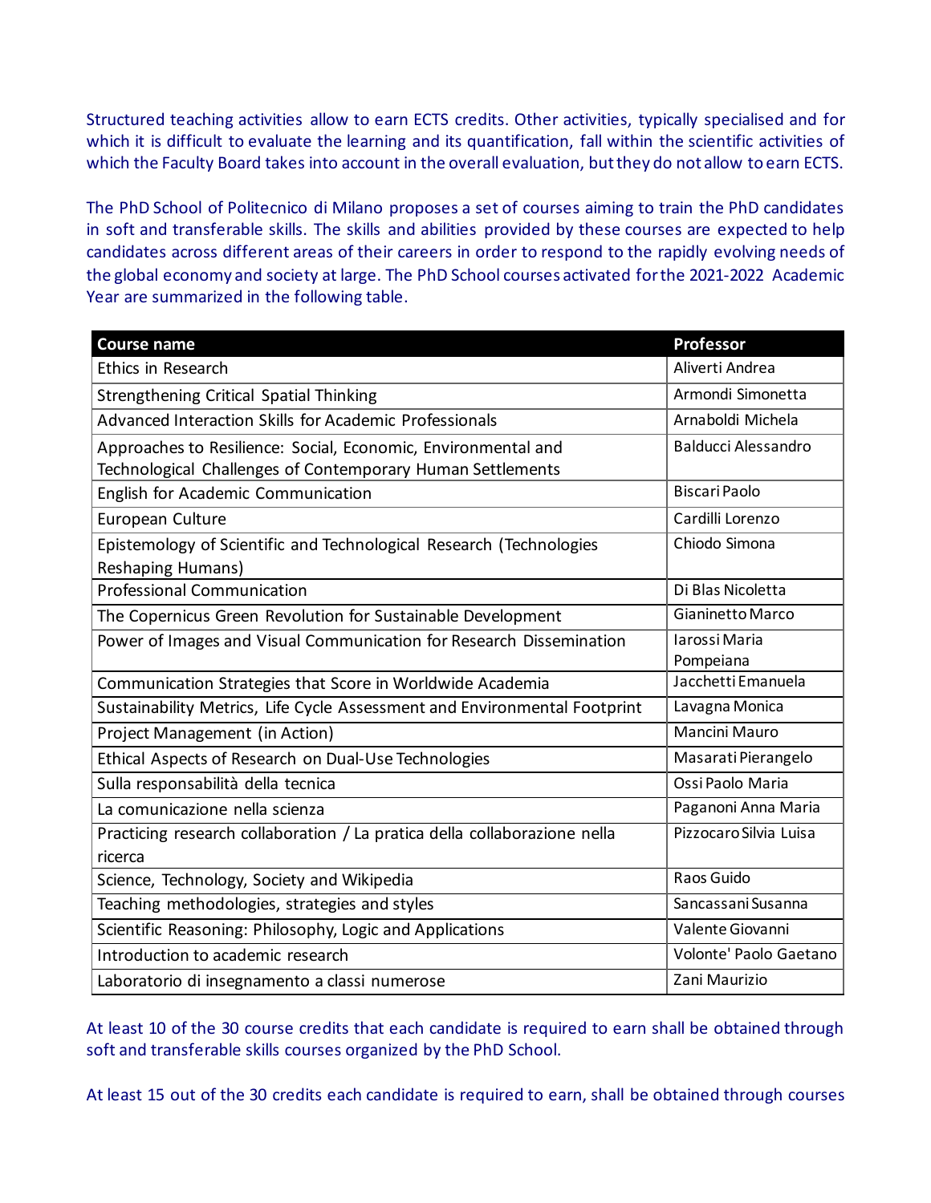Structured teaching activities allow to earn ECTS credits. Other activities, typically specialised and for which it is difficult to evaluate the learning and its quantification, fall within the scientific activities of which the Faculty Board takes into account in the overall evaluation, but they do not allow to earn ECTS.

The PhD School of Politecnico di Milano proposes a set of courses aiming to train the PhD candidates in soft and transferable skills. The skills and abilities provided by these courses are expected to help candidates across different areas of their careers in order to respond to the rapidly evolving needs of the global economy and society at large. The PhD School courses activated for the 2021-2022 Academic Year are summarized in the following table.

| Course name | Professor |
| --- | --- |
| Ethics in Research | Aliverti Andrea |
| Strengthening Critical Spatial Thinking | Armondi Simonetta |
| Advanced Interaction Skills for Academic Professionals | Arnaboldi Michela |
| Approaches to Resilience: Social, Economic, Environmental and Technological Challenges of Contemporary Human Settlements | Balducci Alessandro |
| English for Academic Communication | Biscari Paolo |
| European Culture | Cardilli Lorenzo |
| Epistemology of Scientific and Technological Research (Technologies Reshaping Humans) | Chiodo Simona |
| Professional Communication | Di Blas Nicoletta |
| The Copernicus Green Revolution for Sustainable Development | Gianinetto Marco |
| Power of Images and Visual Communication for Research Dissemination | Iarossi Maria Pompeiana |
| Communication Strategies that Score in Worldwide Academia | Jacchetti Emanuela |
| Sustainability Metrics, Life Cycle Assessment and Environmental Footprint | Lavagna Monica |
| Project Management (in Action) | Mancini Mauro |
| Ethical Aspects of Research on Dual-Use Technologies | Masarati Pierangelo |
| Sulla responsabilità della tecnica | Ossi Paolo Maria |
| La comunicazione nella scienza | Paganoni Anna Maria |
| Practicing research collaboration / La pratica della collaborazione nella ricerca | Pizzocaro Silvia Luisa |
| Science, Technology, Society and Wikipedia | Raos Guido |
| Teaching methodologies, strategies and styles | Sancassani Susanna |
| Scientific Reasoning: Philosophy, Logic and Applications | Valente Giovanni |
| Introduction to academic research | Volonte' Paolo Gaetano |
| Laboratorio di insegnamento a classi numerose | Zani Maurizio |

At least 10 of the 30 course credits that each candidate is required to earn shall be obtained through soft and transferable skills courses organized by the PhD School.

At least 15 out of the 30 credits each candidate is required to earn, shall be obtained through courses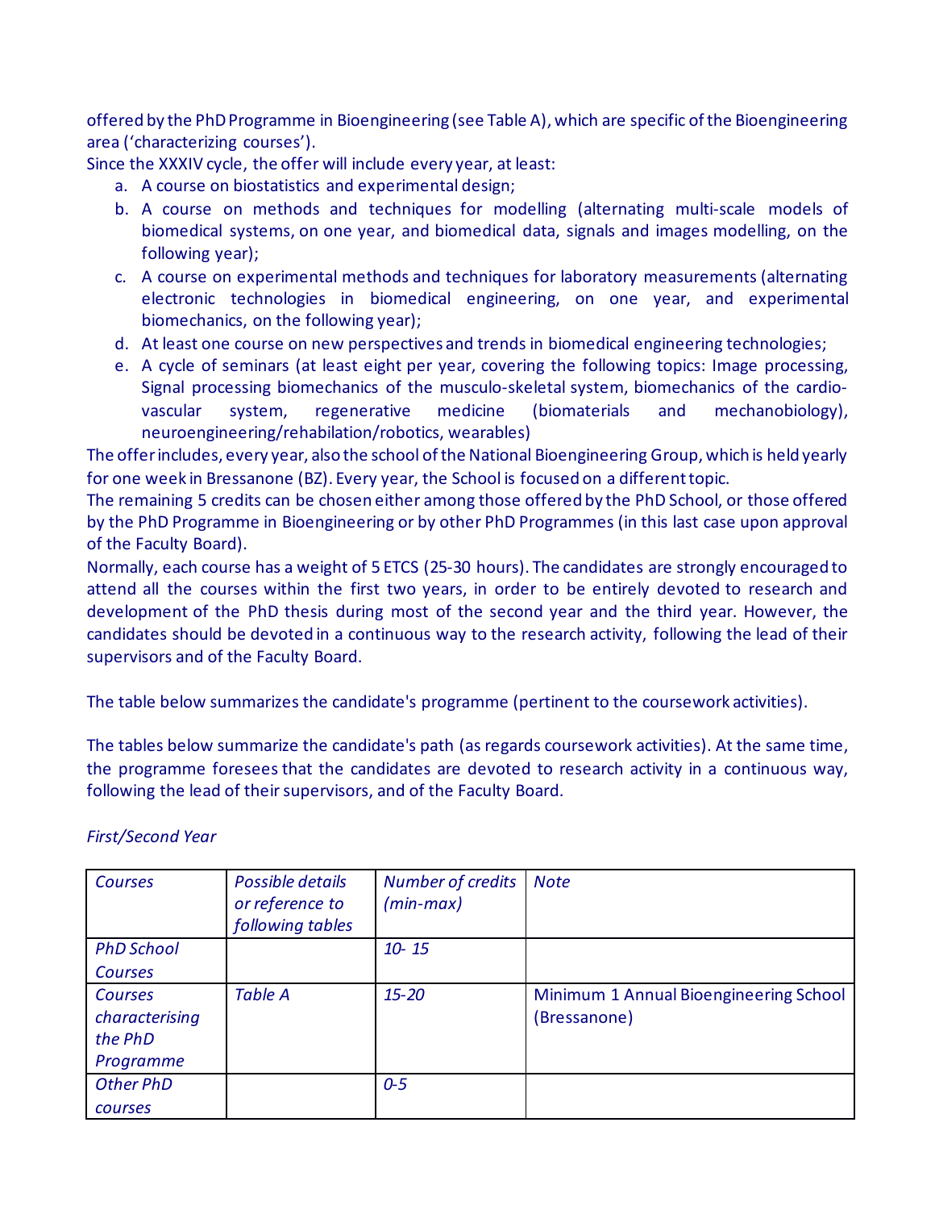offered by the PhD Programme in Bioengineering (see Table A), which are specific of the Bioengineering area ('characterizing courses').

Since the XXXIV cycle, the offer will include every year, at least:

a. A course on biostatistics and experimental design;
b. A course on methods and techniques for modelling (alternating multi-scale models of biomedical systems, on one year, and biomedical data, signals and images modelling, on the following year);
c. A course on experimental methods and techniques for laboratory measurements (alternating electronic technologies in biomedical engineering, on one year, and experimental biomechanics, on the following year);
d. At least one course on new perspectives and trends in biomedical engineering technologies;
e. A cycle of seminars (at least eight per year, covering the following topics: Image processing, Signal processing biomechanics of the musculo-skeletal system, biomechanics of the cardio-vascular system, regenerative medicine (biomaterials and mechanobiology), neuroengineering/rehabilation/robotics, wearables)

The offer includes, every year, also the school of the National Bioengineering Group, which is held yearly for one week in Bressanone (BZ). Every year, the School is focused on a different topic.

The remaining 5 credits can be chosen either among those offered by the PhD School, or those offered by the PhD Programme in Bioengineering or by other PhD Programmes (in this last case upon approval of the Faculty Board).

Normally, each course has a weight of 5 ETCS (25-30 hours). The candidates are strongly encouraged to attend all the courses within the first two years, in order to be entirely devoted to research and development of the PhD thesis during most of the second year and the third year. However, the candidates should be devoted in a continuous way to the research activity, following the lead of their supervisors and of the Faculty Board.

The table below summarizes the candidate's programme (pertinent to the coursework activities).

The tables below summarize the candidate's path (as regards coursework activities). At the same time, the programme foresees that the candidates are devoted to research activity in a continuous way, following the lead of their supervisors, and of the Faculty Board.

*First/Second Year*

| *Courses* | *Possible details or reference to following tables* | *Number of credits (min-max)* | *Note* |
|---|---|---|---|
| *PhD School Courses* | | *10- 15* | |
| *Courses characterising the PhD Programme* | *Table A* | *15-20* | Minimum 1 Annual Bioengineering School (Bressanone) |
| *Other PhD courses* | | *0-5* | |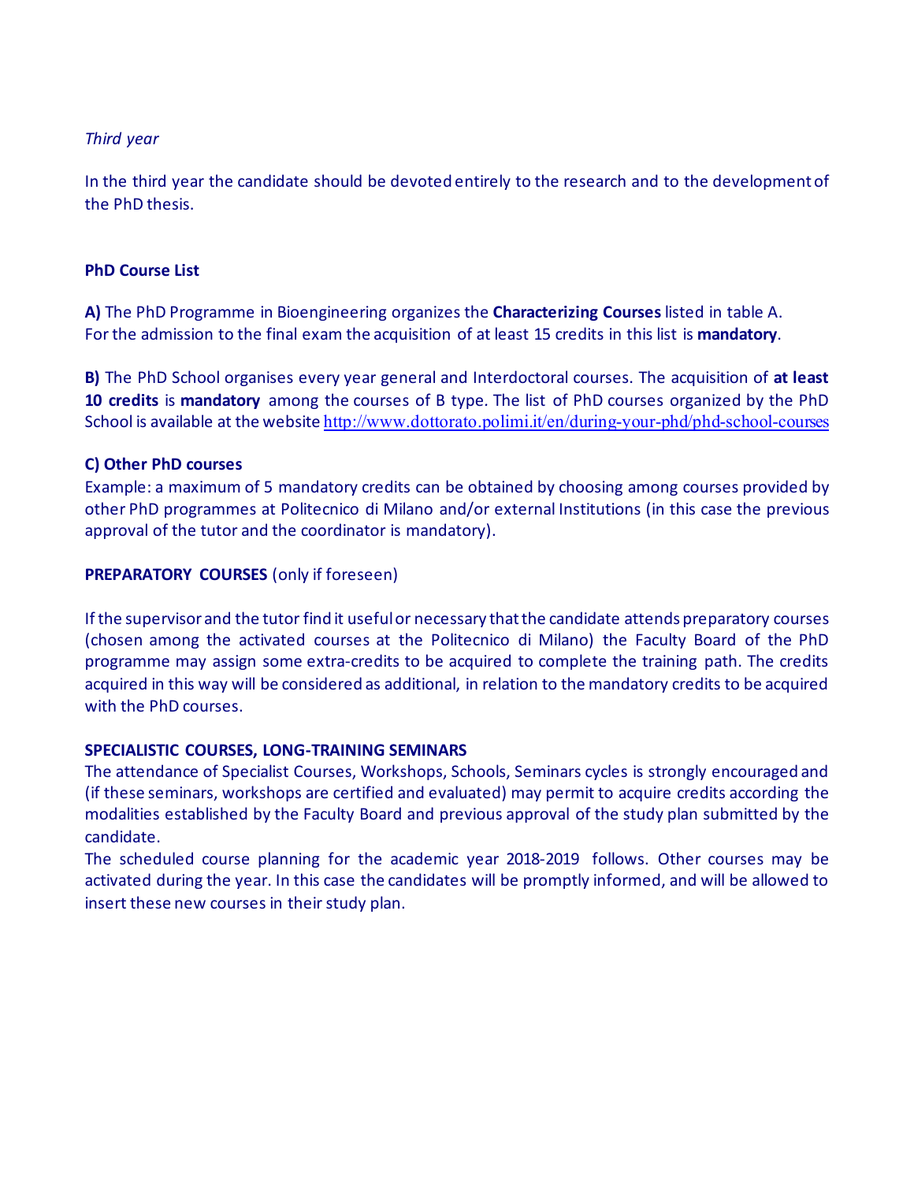*Third year*

In the third year the candidate should be devoted entirely to the research and to the development of the PhD thesis.

**PhD Course List**

**A)** The PhD Programme in Bioengineering organizes the **Characterizing Courses** listed in table A. For the admission to the final exam the acquisition of at least 15 credits in this list is **mandatory**.

**B)** The PhD School organises every year general and Interdoctoral courses. The acquisition of **at least 10 credits** is **mandatory** among the courses of B type. The list of PhD courses organized by the PhD School is available at the website http://www.dottorato.polimi.it/en/during-your-phd/phd-school-courses

**C) Other PhD courses**

Example: a maximum of 5 mandatory credits can be obtained by choosing among courses provided by other PhD programmes at Politecnico di Milano and/or external Institutions (in this case the previous approval of the tutor and the coordinator is mandatory).

**PREPARATORY COURSES** (only if foreseen)

If the supervisor and the tutor find it useful or necessary that the candidate attends preparatory courses (chosen among the activated courses at the Politecnico di Milano) the Faculty Board of the PhD programme may assign some extra-credits to be acquired to complete the training path. The credits acquired in this way will be considered as additional, in relation to the mandatory credits to be acquired with the PhD courses.

**SPECIALISTIC COURSES, LONG-TRAINING SEMINARS**

The attendance of Specialist Courses, Workshops, Schools, Seminars cycles is strongly encouraged and (if these seminars, workshops are certified and evaluated) may permit to acquire credits according the modalities established by the Faculty Board and previous approval of the study plan submitted by the candidate.

The scheduled course planning for the academic year 2018-2019 follows. Other courses may be activated during the year. In this case the candidates will be promptly informed, and will be allowed to insert these new courses in their study plan.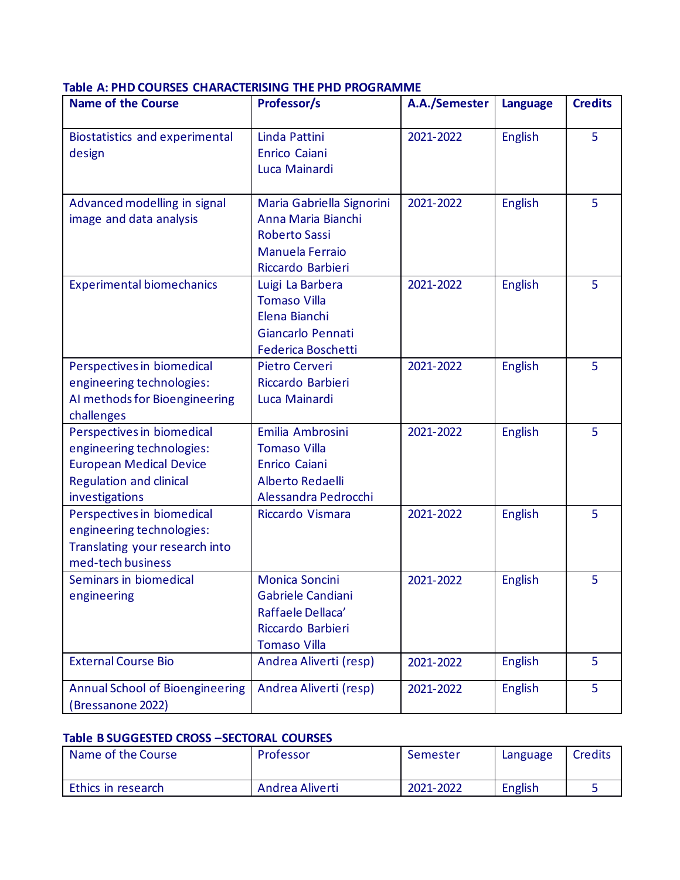**Table A: PHD COURSES CHARACTERISING THE PHD PROGRAMME**

| Name of the Course | Professor/s | A.A./Semester | Language | Credits |
|---|---|---|---|---|
| Biostatistics and experimental design | Linda Pattini<br>Enrico Caiani<br>Luca Mainardi | 2021-2022 | English | 5 |
| Advanced modelling in signal image and data analysis | Maria Gabriella Signorini<br>Anna Maria Bianchi<br>Roberto Sassi<br>Manuela Ferraio<br>Riccardo Barbieri | 2021-2022 | English | 5 |
| Experimental biomechanics | Luigi La Barbera<br>Tomaso Villa<br>Elena Bianchi<br>Giancarlo Pennati<br>Federica Boschetti | 2021-2022 | English | 5 |
| Perspectives in biomedical engineering technologies: AI methods for Bioengineering challenges | Pietro Cerveri<br>Riccardo Barbieri<br>Luca Mainardi | 2021-2022 | English | 5 |
| Perspectives in biomedical engineering technologies: European Medical Device Regulation and clinical investigations | Emilia Ambrosini<br>Tomaso Villa<br>Enrico Caiani<br>Alberto Redaelli<br>Alessandra Pedrocchi | 2021-2022 | English | 5 |
| Perspectives in biomedical engineering technologies: Translating your research into med-tech business | Riccardo Vismara | 2021-2022 | English | 5 |
| Seminars in biomedical engineering | Monica Soncini<br>Gabriele Candiani<br>Raffaele Dellaca'<br>Riccardo Barbieri<br>Tomaso Villa | 2021-2022 | English | 5 |
| External Course Bio | Andrea Aliverti (resp) | 2021-2022 | English | 5 |
| Annual School of Bioengineering (Bressanone 2022) | Andrea Aliverti (resp) | 2021-2022 | English | 5 |

**Table B SUGGESTED CROSS –SECTORAL COURSES**

| Name of the Course | Professor | Semester | Language | Credits |
|---|---|---|---|---|
| Ethics in research | Andrea Aliverti | 2021-2022 | English | 5 |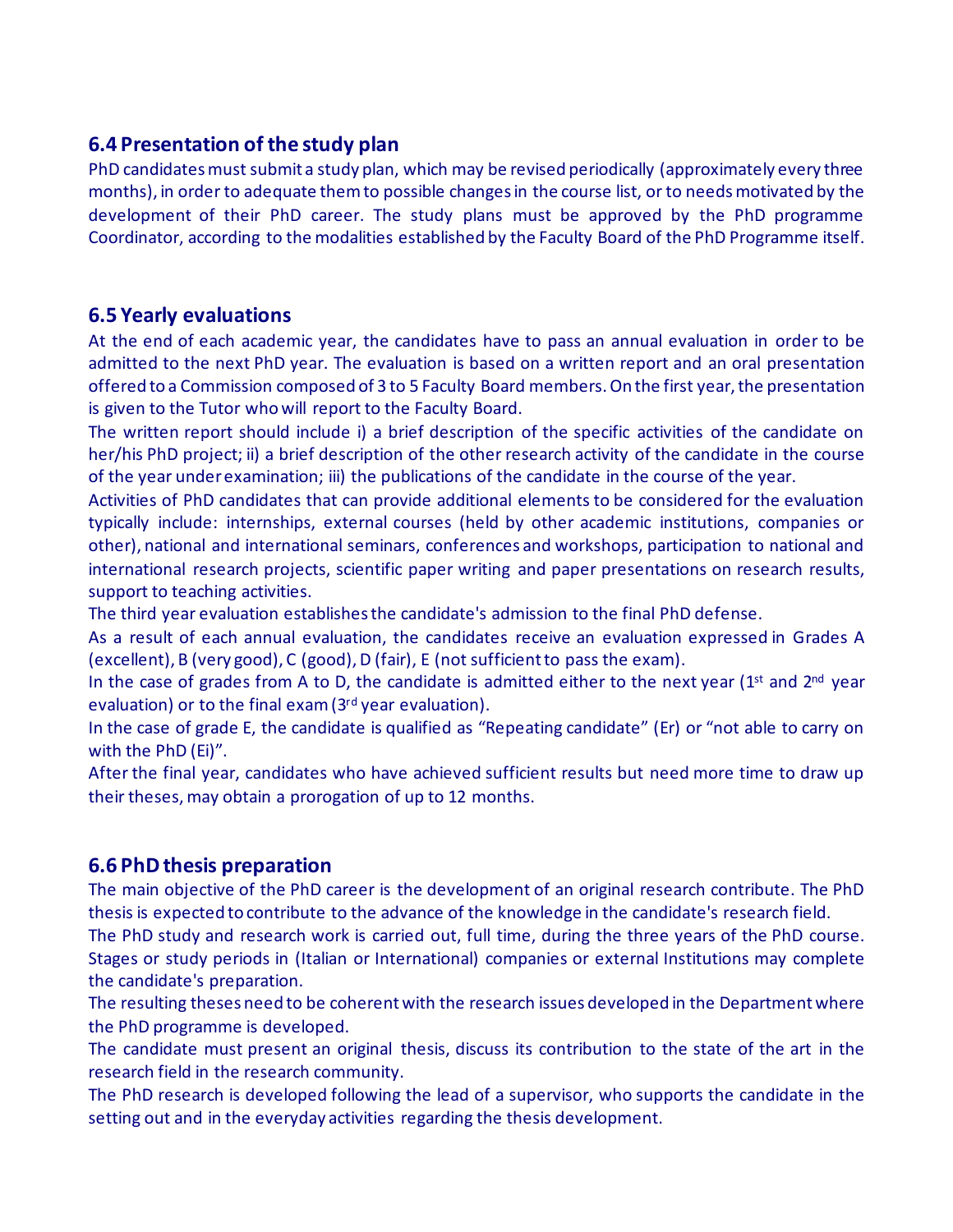## 6.4 Presentation of the study plan

PhD candidates must submit a study plan, which may be revised periodically (approximately every three months), in order to adequate them to possible changes in the course list, or to needs motivated by the development of their PhD career. The study plans must be approved by the PhD programme Coordinator, according to the modalities established by the Faculty Board of the PhD Programme itself.

## 6.5 Yearly evaluations

At the end of each academic year, the candidates have to pass an annual evaluation in order to be admitted to the next PhD year. The evaluation is based on a written report and an oral presentation offered to a Commission composed of 3 to 5 Faculty Board members. On the first year, the presentation is given to the Tutor who will report to the Faculty Board.

The written report should include i) a brief description of the specific activities of the candidate on her/his PhD project; ii) a brief description of the other research activity of the candidate in the course of the year under examination; iii) the publications of the candidate in the course of the year.

Activities of PhD candidates that can provide additional elements to be considered for the evaluation typically include: internships, external courses (held by other academic institutions, companies or other), national and international seminars, conferences and workshops, participation to national and international research projects, scientific paper writing and paper presentations on research results, support to teaching activities.

The third year evaluation establishes the candidate's admission to the final PhD defense.

As a result of each annual evaluation, the candidates receive an evaluation expressed in Grades A (excellent), B (very good), C (good), D (fair), E (not sufficient to pass the exam).

In the case of grades from A to D, the candidate is admitted either to the next year (1st and 2nd year evaluation) or to the final exam (3rd year evaluation).

In the case of grade E, the candidate is qualified as "Repeating candidate" (Er) or "not able to carry on with the PhD (Ei)".

After the final year, candidates who have achieved sufficient results but need more time to draw up their theses, may obtain a prorogation of up to 12 months.

## 6.6 PhD thesis preparation

The main objective of the PhD career is the development of an original research contribute. The PhD thesis is expected to contribute to the advance of the knowledge in the candidate's research field.

The PhD study and research work is carried out, full time, during the three years of the PhD course. Stages or study periods in (Italian or International) companies or external Institutions may complete the candidate's preparation.

The resulting theses need to be coherent with the research issues developed in the Department where the PhD programme is developed.

The candidate must present an original thesis, discuss its contribution to the state of the art in the research field in the research community.

The PhD research is developed following the lead of a supervisor, who supports the candidate in the setting out and in the everyday activities regarding the thesis development.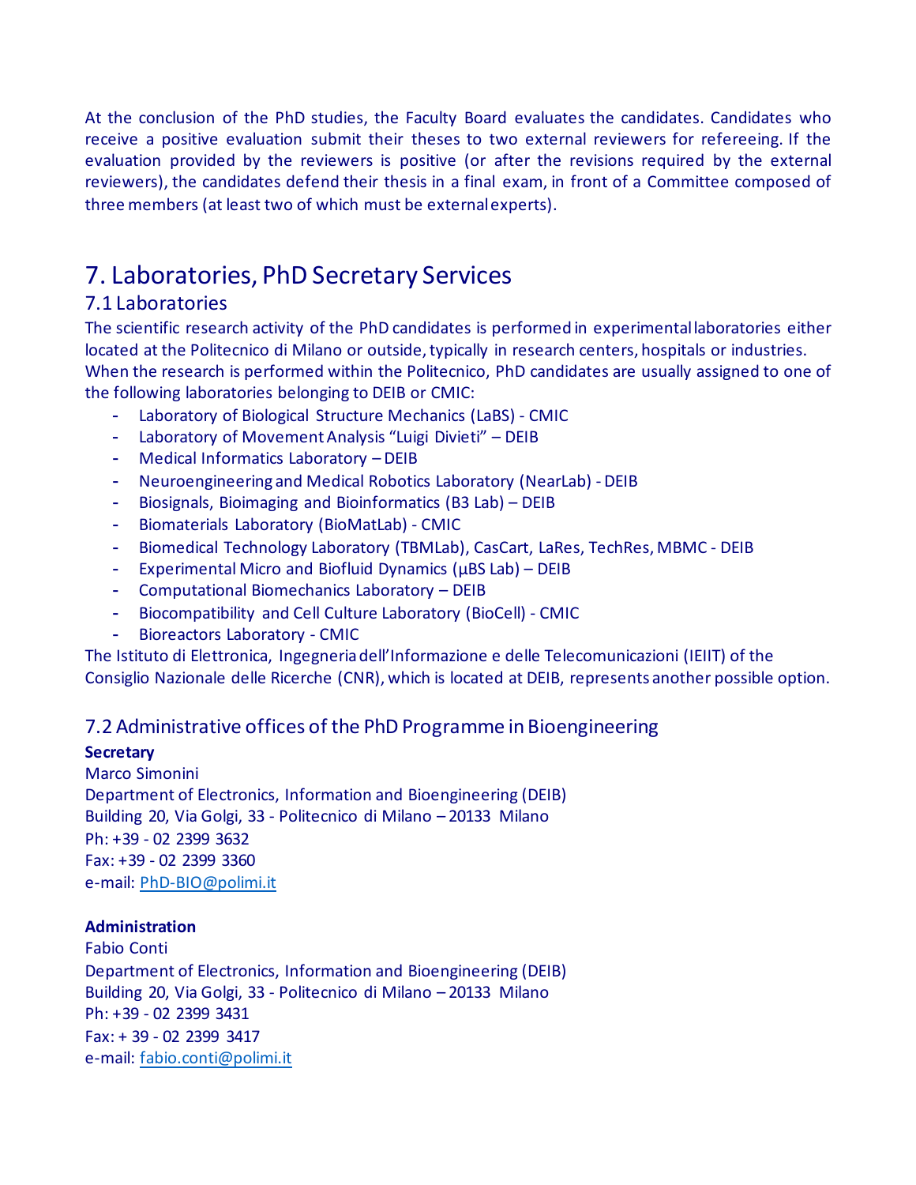At the conclusion of the PhD studies, the Faculty Board evaluates the candidates. Candidates who receive a positive evaluation submit their theses to two external reviewers for refereeing. If the evaluation provided by the reviewers is positive (or after the revisions required by the external reviewers), the candidates defend their thesis in a final exam, in front of a Committee composed of three members (at least two of which must be external experts).

# 7. Laboratories, PhD Secretary Services

## 7.1 Laboratories

The scientific research activity of the PhD candidates is performed in experimental laboratories either located at the Politecnico di Milano or outside, typically in research centers, hospitals or industries. When the research is performed within the Politecnico, PhD candidates are usually assigned to one of the following laboratories belonging to DEIB or CMIC:

- Laboratory of Biological Structure Mechanics (LaBS) - CMIC
- Laboratory of Movement Analysis “Luigi Divieti” – DEIB
- Medical Informatics Laboratory – DEIB
- Neuroengineering and Medical Robotics Laboratory (NearLab) - DEIB
- Biosignals, Bioimaging and Bioinformatics (B3 Lab) – DEIB
- Biomaterials Laboratory (BioMatLab) - CMIC
- Biomedical Technology Laboratory (TBMLab), CasCart, LaRes, TechRes, MBMC - DEIB
- Experimental Micro and Biofluid Dynamics (μBS Lab) – DEIB
- Computational Biomechanics Laboratory – DEIB
- Biocompatibility and Cell Culture Laboratory (BioCell) - CMIC
- Bioreactors Laboratory - CMIC

The Istituto di Elettronica, Ingegneria dell’Informazione e delle Telecomunicazioni (IEIIT) of the Consiglio Nazionale delle Ricerche (CNR), which is located at DEIB, represents another possible option.

## 7.2 Administrative offices of the PhD Programme in Bioengineering

**Secretary**
Marco Simonini
Department of Electronics, Information and Bioengineering (DEIB)
Building 20, Via Golgi, 33 - Politecnico di Milano – 20133 Milano
Ph: +39 - 02 2399 3632
Fax: +39 - 02 2399 3360
e-mail: PhD-BIO@polimi.it

**Administration**
Fabio Conti
Department of Electronics, Information and Bioengineering (DEIB)
Building 20, Via Golgi, 33 - Politecnico di Milano – 20133 Milano
Ph: +39 - 02 2399 3431
Fax: + 39 - 02 2399 3417
e-mail: fabio.conti@polimi.it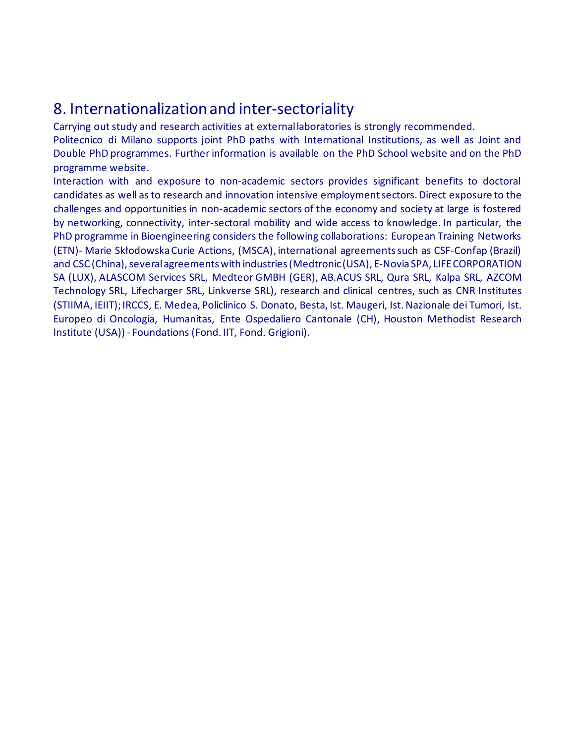## 8. Internationalization and inter-sectoriality

Carrying out study and research activities at external laboratories is strongly recommended.

Politecnico di Milano supports joint PhD paths with International Institutions, as well as Joint and Double PhD programmes. Further information is available on the PhD School website and on the PhD programme website.

Interaction with and exposure to non-academic sectors provides significant benefits to doctoral candidates as well as to research and innovation intensive employment sectors. Direct exposure to the challenges and opportunities in non-academic sectors of the economy and society at large is fostered by networking, connectivity, inter-sectoral mobility and wide access to knowledge. In particular, the PhD programme in Bioengineering considers the following collaborations: European Training Networks (ETN)- Marie Skłodowska Curie Actions, (MSCA), international agreements such as CSF-Confap (Brazil) and CSC (China), several agreements with industries (Medtronic (USA), E-Novia SPA, LIFE CORPORATION SA (LUX), ALASCOM Services SRL, Medteor GMBH (GER), AB.ACUS SRL, Qura SRL, Kalpa SRL, AZCOM Technology SRL, Lifecharger SRL, Linkverse SRL), research and clinical centres, such as CNR Institutes (STIIMA, IEIIT); IRCCS, E. Medea, Policlinico S. Donato, Besta, Ist. Maugeri, Ist. Nazionale dei Tumori, Ist. Europeo di Oncologia, Humanitas, Ente Ospedaliero Cantonale (CH), Houston Methodist Research Institute (USA)) - Foundations (Fond. IIT, Fond. Grigioni).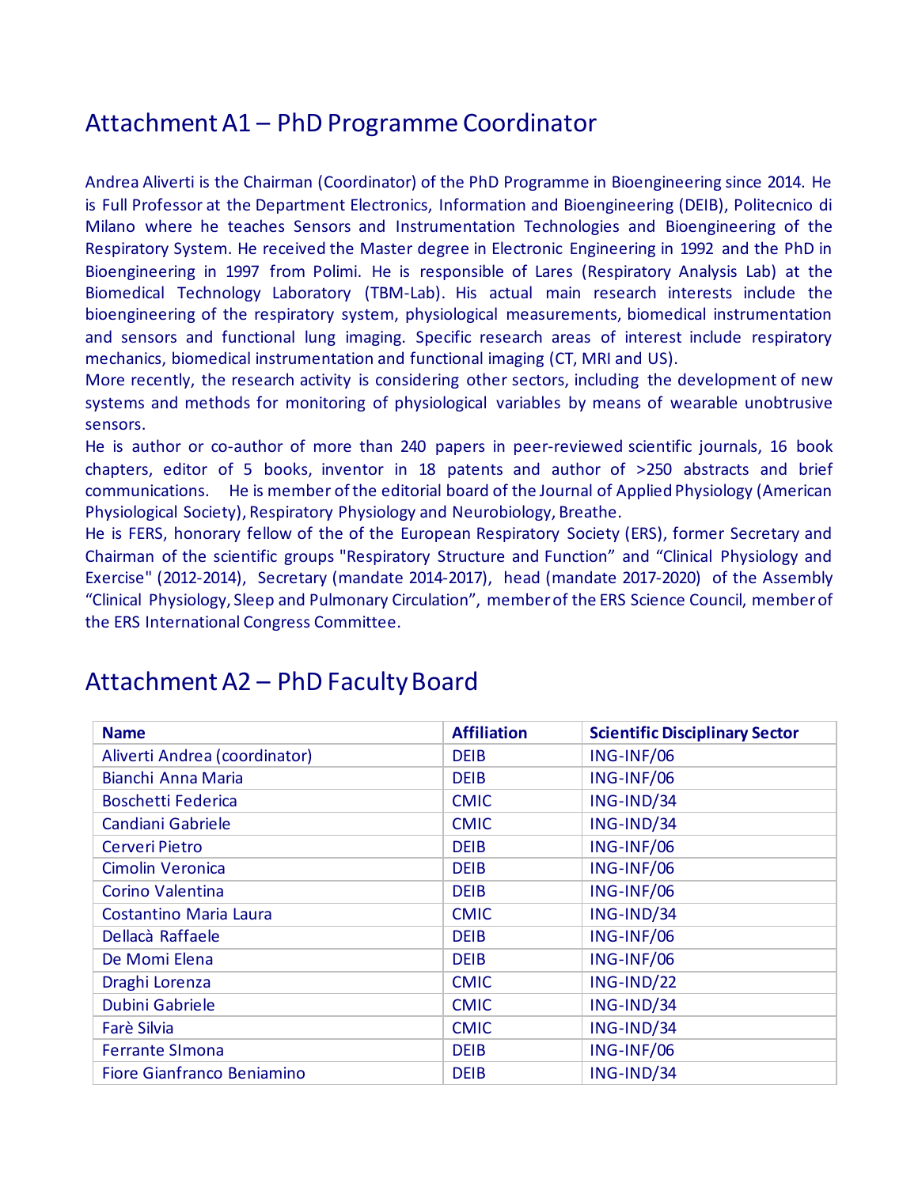## Attachment A1 – PhD Programme Coordinator

Andrea Aliverti is the Chairman (Coordinator) of the PhD Programme in Bioengineering since 2014. He is Full Professor at the Department Electronics, Information and Bioengineering (DEIB), Politecnico di Milano where he teaches Sensors and Instrumentation Technologies and Bioengineering of the Respiratory System. He received the Master degree in Electronic Engineering in 1992 and the PhD in Bioengineering in 1997 from Polimi. He is responsible of Lares (Respiratory Analysis Lab) at the Biomedical Technology Laboratory (TBM-Lab). His actual main research interests include the bioengineering of the respiratory system, physiological measurements, biomedical instrumentation and sensors and functional lung imaging. Specific research areas of interest include respiratory mechanics, biomedical instrumentation and functional imaging (CT, MRI and US).
More recently, the research activity is considering other sectors, including the development of new systems and methods for monitoring of physiological variables by means of wearable unobtrusive sensors.
He is author or co-author of more than 240 papers in peer-reviewed scientific journals, 16 book chapters, editor of 5 books, inventor in 18 patents and author of >250 abstracts and brief communications. He is member of the editorial board of the Journal of Applied Physiology (American Physiological Society), Respiratory Physiology and Neurobiology, Breathe.
He is FERS, honorary fellow of the of the European Respiratory Society (ERS), former Secretary and Chairman of the scientific groups "Respiratory Structure and Function" and "Clinical Physiology and Exercise" (2012-2014), Secretary (mandate 2014-2017), head (mandate 2017-2020) of the Assembly "Clinical Physiology, Sleep and Pulmonary Circulation", member of the ERS Science Council, member of the ERS International Congress Committee.

## Attachment A2 – PhD Faculty Board

| Name | Affiliation | Scientific Disciplinary Sector |
|---|---|---|
| Aliverti Andrea (coordinator) | DEIB | ING-INF/06 |
| Bianchi Anna Maria | DEIB | ING-INF/06 |
| Boschetti Federica | CMIC | ING-IND/34 |
| Candiani Gabriele | CMIC | ING-IND/34 |
| Cerveri Pietro | DEIB | ING-INF/06 |
| Cimolin Veronica | DEIB | ING-INF/06 |
| Corino Valentina | DEIB | ING-INF/06 |
| Costantino Maria Laura | CMIC | ING-IND/34 |
| Dellacà Raffaele | DEIB | ING-INF/06 |
| De Momi Elena | DEIB | ING-INF/06 |
| Draghi Lorenza | CMIC | ING-IND/22 |
| Dubini Gabriele | CMIC | ING-IND/34 |
| Farè Silvia | CMIC | ING-IND/34 |
| Ferrante SImona | DEIB | ING-INF/06 |
| Fiore Gianfranco Beniamino | DEIB | ING-IND/34 |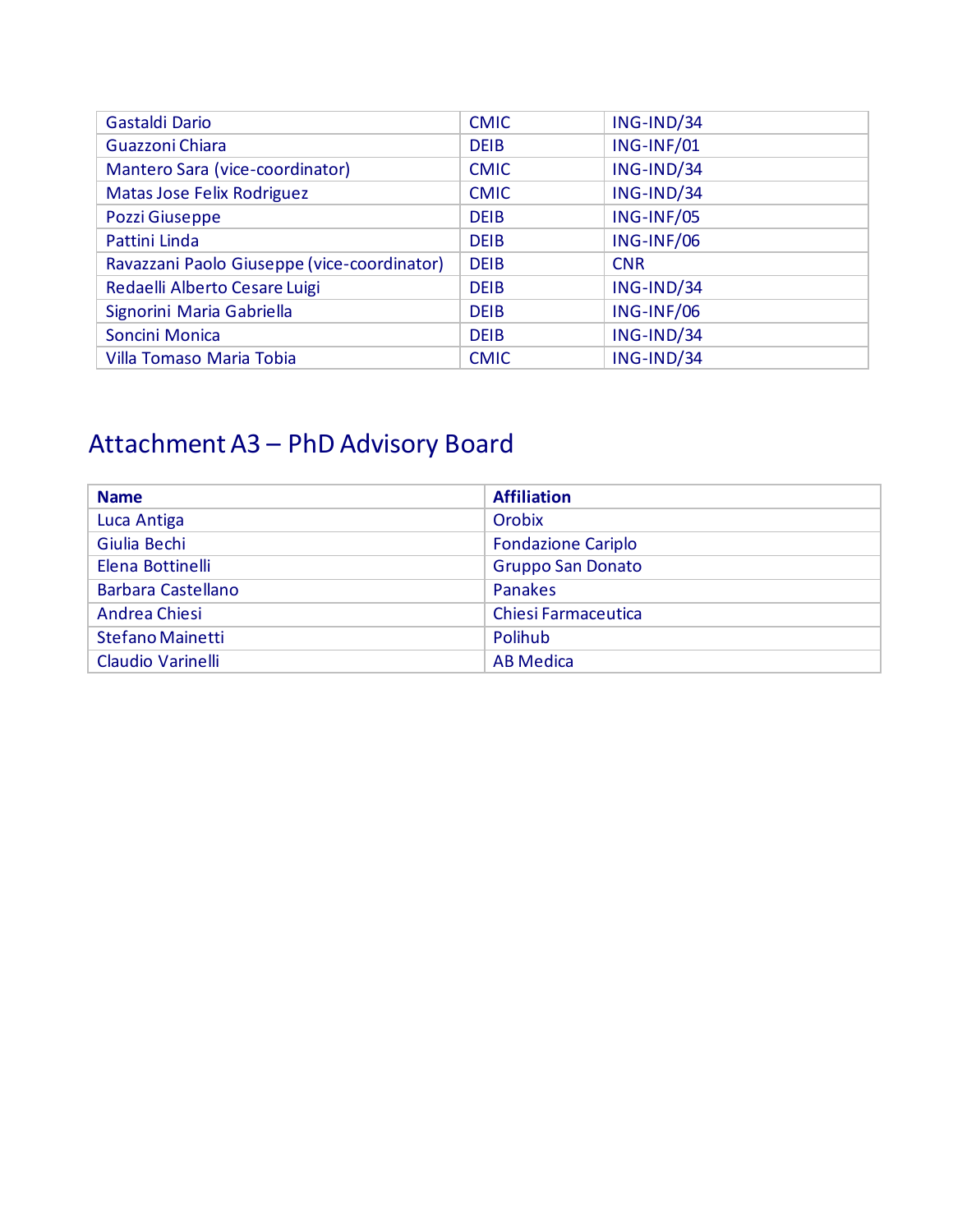| | | |
|---|---|---|
| Gastaldi Dario | CMIC | ING-IND/34 |
| Guazzoni Chiara | DEIB | ING-INF/01 |
| Mantero Sara (vice-coordinator) | CMIC | ING-IND/34 |
| Matas Jose Felix Rodriguez | CMIC | ING-IND/34 |
| Pozzi Giuseppe | DEIB | ING-INF/05 |
| Pattini Linda | DEIB | ING-INF/06 |
| Ravazzani Paolo Giuseppe (vice-coordinator) | DEIB | CNR |
| Redaelli Alberto Cesare Luigi | DEIB | ING-IND/34 |
| Signorini Maria Gabriella | DEIB | ING-INF/06 |
| Soncini Monica | DEIB | ING-IND/34 |
| Villa Tomaso Maria Tobia | CMIC | ING-IND/34 |

# Attachment A3 – PhD Advisory Board

| Name | Affiliation |
|---|---|
| Luca Antiga | Orobix |
| Giulia Bechi | Fondazione Cariplo |
| Elena Bottinelli | Gruppo San Donato |
| Barbara Castellano | Panakes |
| Andrea Chiesi | Chiesi Farmaceutica |
| Stefano Mainetti | Polihub |
| Claudio Varinelli | AB Medica |